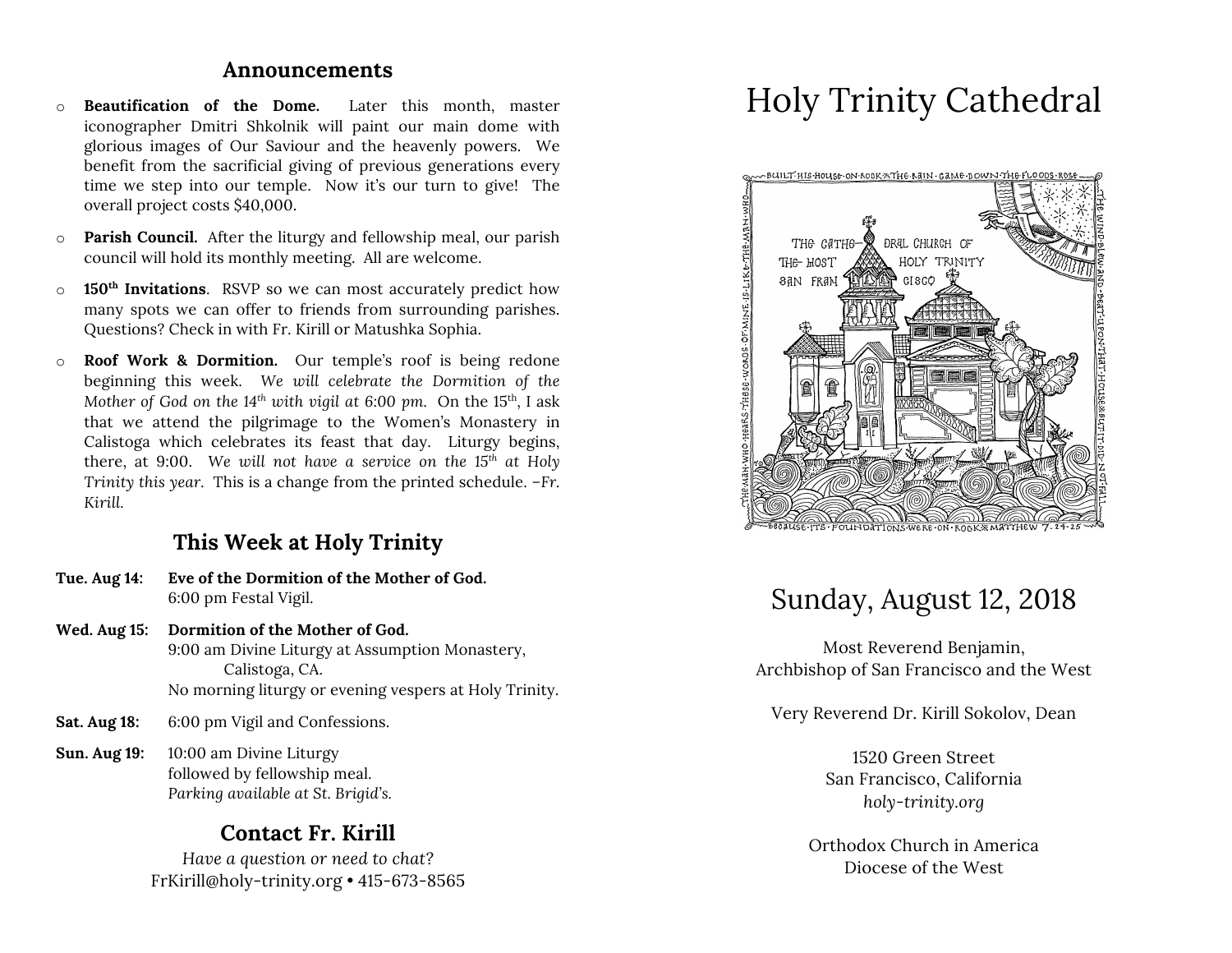## Announcements

- **Beautification of the Dome.** Later this month, master iconographer Dmitri Shkolnik will paint our main dome with glorious images of Our Saviour and the heavenly powers. We benefit from the sacrificial giving of previous generations every time we step into our temple. Now it's our turn to give! The overall project costs $40,000.
- **Parish Council.** After the liturgy and fellowship meal, our parish council will hold its monthly meeting. All are welcome.
- **150th Invitations**. RSVP so we can most accurately predict how many spots we can offer to friends from surrounding parishes. Questions? Check in with Fr. Kirill or Matushka Sophia.
- **Roof Work & Dormition.** Our temple's roof is being redone beginning this week. *We will celebrate the Dormition of the Mother of God on the 14th with vigil at 6:00 pm.* On the 15th, I ask that we attend the pilgrimage to the Women's Monastery in Calistoga which celebrates its feast that day. Liturgy begins, there, at 9:00. *We will not have a service on the 15th at Holy Trinity this year.* This is a change from the printed schedule. *–Fr. Kirill.*

## This Week at Holy Trinity

**Tue. Aug 14:** **Eve of the Dormition of the Mother of God.**
6:00 pm Festal Vigil.

**Wed. Aug 15:** **Dormition of the Mother of God.**
9:00 am Divine Liturgy at Assumption Monastery, Calistoga, CA.
No morning liturgy or evening vespers at Holy Trinity.

**Sat. Aug 18:** 6:00 pm Vigil and Confessions.

**Sun. Aug 19:** 10:00 am Divine Liturgy
followed by fellowship meal.
*Parking available at St. Brigid's.*

## Contact Fr. Kirill

*Have a question or need to chat?*
FrKirill@holy-trinity.org • 415-673-8565

# Holy Trinity Cathedral

## Sunday, August 12, 2018

Most Reverend Benjamin,
Archbishop of San Francisco and the West

Very Reverend Dr. Kirill Sokolov, Dean

1520 Green Street
San Francisco, California
*holy-trinity.org*

Orthodox Church in America
Diocese of the West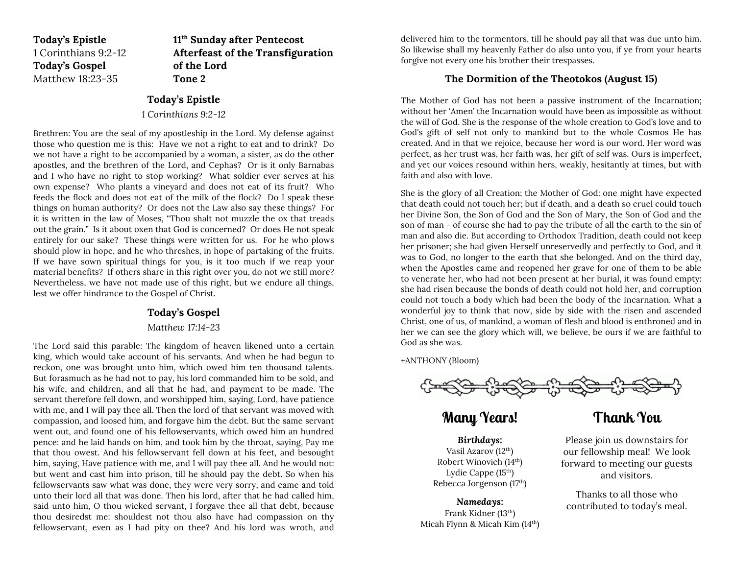**Today's Epistle**
1 Corinthians 9:2-12
**Today's Gospel**
Matthew 18:23-35

**11th Sunday after Pentecost**
**Afterfeast of the Transfiguration of the Lord**
**Tone 2**

## Today's Epistle

*1 Corinthians 9:2-12*

Brethren: You are the seal of my apostleship in the Lord. My defense against those who question me is this: Have we not a right to eat and to drink? Do we not have a right to be accompanied by a woman, a sister, as do the other apostles, and the brethren of the Lord, and Cephas? Or is it only Barnabas and I who have no right to stop working? What soldier ever serves at his own expense? Who plants a vineyard and does not eat of its fruit? Who feeds the flock and does not eat of the milk of the flock? Do I speak these things on human authority? Or does not the Law also say these things? For it is written in the law of Moses, "Thou shalt not muzzle the ox that treads out the grain." Is it about oxen that God is concerned? Or does He not speak entirely for our sake? These things were written for us. For he who plows should plow in hope, and he who threshes, in hope of partaking of the fruits. If we have sown spiritual things for you, is it too much if we reap your material benefits? If others share in this right over you, do not we still more? Nevertheless, we have not made use of this right, but we endure all things, lest we offer hindrance to the Gospel of Christ.

## Today's Gospel

*Matthew 17:14-23*

The Lord said this parable: The kingdom of heaven likened unto a certain king, which would take account of his servants. And when he had begun to reckon, one was brought unto him, which owed him ten thousand talents. But forasmuch as he had not to pay, his lord commanded him to be sold, and his wife, and children, and all that he had, and payment to be made. The servant therefore fell down, and worshipped him, saying, Lord, have patience with me, and I will pay thee all. Then the lord of that servant was moved with compassion, and loosed him, and forgave him the debt. But the same servant went out, and found one of his fellowservants, which owed him an hundred pence: and he laid hands on him, and took him by the throat, saying, Pay me that thou owest. And his fellowservant fell down at his feet, and besought him, saying, Have patience with me, and I will pay thee all. And he would not: but went and cast him into prison, till he should pay the debt. So when his fellowservants saw what was done, they were very sorry, and came and told unto their lord all that was done. Then his lord, after that he had called him, said unto him, O thou wicked servant, I forgave thee all that debt, because thou desiredst me: shouldest not thou also have had compassion on thy fellowservant, even as I had pity on thee? And his lord was wroth, and delivered him to the tormentors, till he should pay all that was due unto him. So likewise shall my heavenly Father do also unto you, if ye from your hearts forgive not every one his brother their trespasses.

## The Dormition of the Theotokos (August 15)

The Mother of God has not been a passive instrument of the Incarnation; without her 'Amen' the Incarnation would have been as impossible as without the will of God. She is the response of the whole creation to God's love and to God's gift of self not only to mankind but to the whole Cosmos He has created. And in that we rejoice, because her word is our word. Her word was perfect, as her trust was, her faith was, her gift of self was. Ours is imperfect, and yet our voices resound within hers, weakly, hesitantly at times, but with faith and also with love.

She is the glory of all Creation; the Mother of God: one might have expected that death could not touch her; but if death, and a death so cruel could touch her Divine Son, the Son of God and the Son of Mary, the Son of God and the son of man - of course she had to pay the tribute of all the earth to the sin of man and also die. But according to Orthodox Tradition, death could not keep her prisoner; she had given Herself unreservedly and perfectly to God, and it was to God, no longer to the earth that she belonged. And on the third day, when the Apostles came and reopened her grave for one of them to be able to venerate her, who had not been present at her burial, it was found empty: she had risen because the bonds of death could not hold her, and corruption could not touch a body which had been the body of the Incarnation. What a wonderful joy to think that now, side by side with the risen and ascended Christ, one of us, of mankind, a woman of flesh and blood is enthroned and in her we can see the glory which will, we believe, be ours if we are faithful to God as she was.

+ANTHONY (Bloom)

## Many Years!

***Birthdays:***
Vasil Azarov (12th)
Robert Winovich (14th)
Lydie Cappe (15th)
Rebecca Jorgenson (17th)

***Namedays:***
Frank Kidner (13th)
Micah Flynn & Micah Kim (14th)

## Thank You

Please join us downstairs for our fellowship meal! We look forward to meeting our guests and visitors.

Thanks to all those who contributed to today's meal.